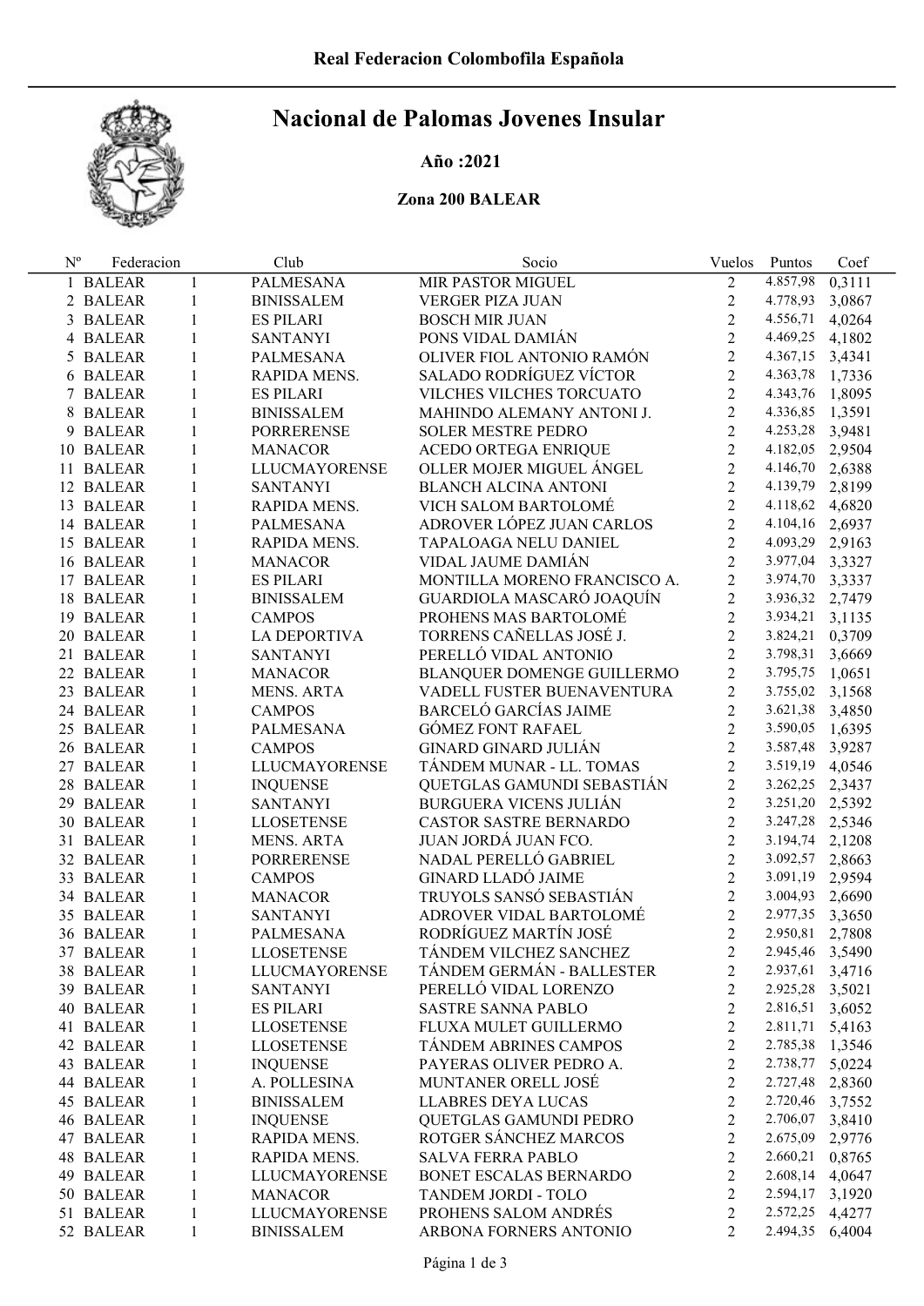Real Federacion Colombofila Española

# Nacional de Palomas Jovenes Insular

**Año :2021**

**Zona 200 BALEAR**

| Nº | Federacion | | Club | Socio | Vuelos | Puntos | Coef |
|---|---|---|---|---|---|---|---|
| 1 | BALEAR | 1 | PALMESANA | MIR PASTOR MIGUEL | 2 | 4.857,98 | 0,3111 |
| 2 | BALEAR | 1 | BINISSALEM | VERGER PIZA JUAN | 2 | 4.778,93 | 3,0867 |
| 3 | BALEAR | 1 | ES PILARI | BOSCH MIR JUAN | 2 | 4.556,71 | 4,0264 |
| 4 | BALEAR | 1 | SANTANYI | PONS VIDAL DAMIÁN | 2 | 4.469,25 | 4,1802 |
| 5 | BALEAR | 1 | PALMESANA | OLIVER FIOL ANTONIO RAMÓN | 2 | 4.367,15 | 3,4341 |
| 6 | BALEAR | 1 | RAPIDA MENS. | SALADO RODRÍGUEZ VÍCTOR | 2 | 4.363,78 | 1,7336 |
| 7 | BALEAR | 1 | ES PILARI | VILCHES VILCHES TORCUATO | 2 | 4.343,76 | 1,8095 |
| 8 | BALEAR | 1 | BINISSALEM | MAHINDO ALEMANY ANTONI J. | 2 | 4.336,85 | 1,3591 |
| 9 | BALEAR | 1 | PORRERENSE | SOLER MESTRE PEDRO | 2 | 4.253,28 | 3,9481 |
| 10 | BALEAR | 1 | MANACOR | ACEDO ORTEGA ENRIQUE | 2 | 4.182,05 | 2,9504 |
| 11 | BALEAR | 1 | LLUCMAYORENSE | OLLER MOJER MIGUEL ÁNGEL | 2 | 4.146,70 | 2,6388 |
| 12 | BALEAR | 1 | SANTANYI | BLANCH ALCINA ANTONI | 2 | 4.139,79 | 2,8199 |
| 13 | BALEAR | 1 | RAPIDA MENS. | VICH SALOM BARTOLOMÉ | 2 | 4.118,62 | 4,6820 |
| 14 | BALEAR | 1 | PALMESANA | ADROVER LÓPEZ JUAN CARLOS | 2 | 4.104,16 | 2,6937 |
| 15 | BALEAR | 1 | RAPIDA MENS. | TAPALOAGA NELU DANIEL | 2 | 4.093,29 | 2,9163 |
| 16 | BALEAR | 1 | MANACOR | VIDAL JAUME DAMIÁN | 2 | 3.977,04 | 3,3327 |
| 17 | BALEAR | 1 | ES PILARI | MONTILLA MORENO FRANCISCO A. | 2 | 3.974,70 | 3,3337 |
| 18 | BALEAR | 1 | BINISSALEM | GUARDIOLA MASCARÓ JOAQUÍN | 2 | 3.936,32 | 2,7479 |
| 19 | BALEAR | 1 | CAMPOS | PROHENS MAS BARTOLOMÉ | 2 | 3.934,21 | 3,1135 |
| 20 | BALEAR | 1 | LA DEPORTIVA | TORRENS CAÑELLAS JOSÉ J. | 2 | 3.824,21 | 0,3709 |
| 21 | BALEAR | 1 | SANTANYI | PERELLÓ VIDAL ANTONIO | 2 | 3.798,31 | 3,6669 |
| 22 | BALEAR | 1 | MANACOR | BLANQUER DOMENGE GUILLERMO | 2 | 3.795,75 | 1,0651 |
| 23 | BALEAR | 1 | MENS. ARTA | VADELL FUSTER BUENAVENTURA | 2 | 3.755,02 | 3,1568 |
| 24 | BALEAR | 1 | CAMPOS | BARCELÓ GARCÍAS JAIME | 2 | 3.621,38 | 3,4850 |
| 25 | BALEAR | 1 | PALMESANA | GÓMEZ FONT RAFAEL | 2 | 3.590,05 | 1,6395 |
| 26 | BALEAR | 1 | CAMPOS | GINARD GINARD JULIÁN | 2 | 3.587,48 | 3,9287 |
| 27 | BALEAR | 1 | LLUCMAYORENSE | TÁNDEM MUNAR - LL. TOMAS | 2 | 3.519,19 | 4,0546 |
| 28 | BALEAR | 1 | INQUENSE | QUETGLAS GAMUNDI SEBASTIÁN | 2 | 3.262,25 | 2,3437 |
| 29 | BALEAR | 1 | SANTANYI | BURGUERA VICENS JULIÁN | 2 | 3.251,20 | 2,5392 |
| 30 | BALEAR | 1 | LLOSETENSE | CASTOR SASTRE BERNARDO | 2 | 3.247,28 | 2,5346 |
| 31 | BALEAR | 1 | MENS. ARTA | JUAN JORDÁ JUAN FCO. | 2 | 3.194,74 | 2,1208 |
| 32 | BALEAR | 1 | PORRERENSE | NADAL PERELLÓ GABRIEL | 2 | 3.092,57 | 2,8663 |
| 33 | BALEAR | 1 | CAMPOS | GINARD LLADÓ JAIME | 2 | 3.091,19 | 2,9594 |
| 34 | BALEAR | 1 | MANACOR | TRUYOLS SANSÓ SEBASTIÁN | 2 | 3.004,93 | 2,6690 |
| 35 | BALEAR | 1 | SANTANYI | ADROVER VIDAL BARTOLOMÉ | 2 | 2.977,35 | 3,3650 |
| 36 | BALEAR | 1 | PALMESANA | RODRÍGUEZ MARTÍN JOSÉ | 2 | 2.950,81 | 2,7808 |
| 37 | BALEAR | 1 | LLOSETENSE | TÁNDEM VILCHEZ SANCHEZ | 2 | 2.945,46 | 3,5490 |
| 38 | BALEAR | 1 | LLUCMAYORENSE | TÁNDEM GERMÁN - BALLESTER | 2 | 2.937,61 | 3,4716 |
| 39 | BALEAR | 1 | SANTANYI | PERELLÓ VIDAL LORENZO | 2 | 2.925,28 | 3,5021 |
| 40 | BALEAR | 1 | ES PILARI | SASTRE SANNA PABLO | 2 | 2.816,51 | 3,6052 |
| 41 | BALEAR | 1 | LLOSETENSE | FLUXA MULET GUILLERMO | 2 | 2.811,71 | 5,4163 |
| 42 | BALEAR | 1 | LLOSETENSE | TÁNDEM ABRINES CAMPOS | 2 | 2.785,38 | 1,3546 |
| 43 | BALEAR | 1 | INQUENSE | PAYERAS OLIVER PEDRO A. | 2 | 2.738,77 | 5,0224 |
| 44 | BALEAR | 1 | A. POLLESINA | MUNTANER ORELL JOSÉ | 2 | 2.727,48 | 2,8360 |
| 45 | BALEAR | 1 | BINISSALEM | LLABRES DEYA LUCAS | 2 | 2.720,46 | 3,7552 |
| 46 | BALEAR | 1 | INQUENSE | QUETGLAS GAMUNDI PEDRO | 2 | 2.706,07 | 3,8410 |
| 47 | BALEAR | 1 | RAPIDA MENS. | ROTGER SÁNCHEZ MARCOS | 2 | 2.675,09 | 2,9776 |
| 48 | BALEAR | 1 | RAPIDA MENS. | SALVA FERRA PABLO | 2 | 2.660,21 | 0,8765 |
| 49 | BALEAR | 1 | LLUCMAYORENSE | BONET ESCALAS BERNARDO | 2 | 2.608,14 | 4,0647 |
| 50 | BALEAR | 1 | MANACOR | TANDEM JORDI - TOLO | 2 | 2.594,17 | 3,1920 |
| 51 | BALEAR | 1 | LLUCMAYORENSE | PROHENS SALOM ANDRÉS | 2 | 2.572,25 | 4,4277 |
| 52 | BALEAR | 1 | BINISSALEM | ARBONA FORNERS ANTONIO | 2 | 2.494,35 | 6,4004 |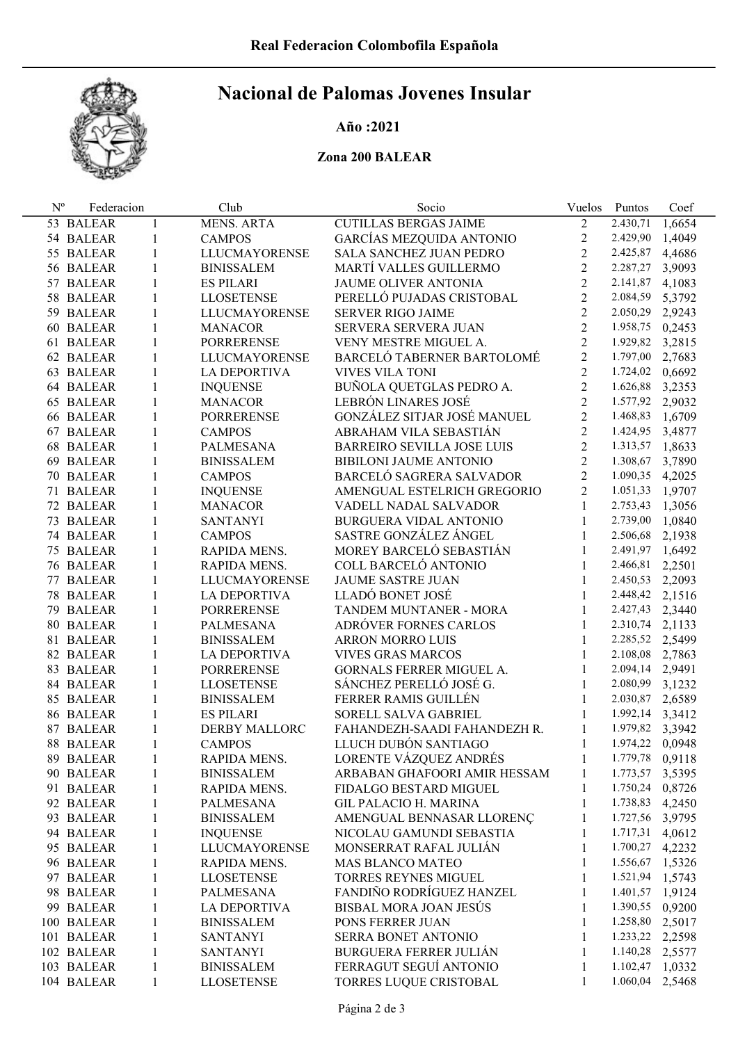# Real Federacion Colombofila Española

## Nacional de Palomas Jovenes Insular

**Año :2021**

**Zona 200 BALEAR**

| Nº | Federacion | | Club | Socio | Vuelos | Puntos | Coef |
|---|---|---|---|---|---|---|---|
| 53 | BALEAR | 1 | MENS. ARTA | CUTILLAS BERGAS JAIME | 2 | 2.430,71 | 1,6654 |
| 54 | BALEAR | 1 | CAMPOS | GARCÍAS MEZQUIDA ANTONIO | 2 | 2.429,90 | 1,4049 |
| 55 | BALEAR | 1 | LLUCMAYORENSE | SALA SANCHEZ JUAN PEDRO | 2 | 2.425,87 | 4,4686 |
| 56 | BALEAR | 1 | BINISSALEM | MARTÍ VALLES GUILLERMO | 2 | 2.287,27 | 3,9093 |
| 57 | BALEAR | 1 | ES PILARI | JAUME OLIVER ANTONIA | 2 | 2.141,87 | 4,1083 |
| 58 | BALEAR | 1 | LLOSETENSE | PERELLÓ PUJADAS CRISTOBAL | 2 | 2.084,59 | 5,3792 |
| 59 | BALEAR | 1 | LLUCMAYORENSE | SERVER RIGO JAIME | 2 | 2.050,29 | 2,9243 |
| 60 | BALEAR | 1 | MANACOR | SERVERA SERVERA JUAN | 2 | 1.958,75 | 0,2453 |
| 61 | BALEAR | 1 | PORRERENSE | VENY MESTRE MIGUEL A. | 2 | 1.929,82 | 3,2815 |
| 62 | BALEAR | 1 | LLUCMAYORENSE | BARCELÓ TABERNER BARTOLOMÉ | 2 | 1.797,00 | 2,7683 |
| 63 | BALEAR | 1 | LA DEPORTIVA | VIVES VILA TONI | 2 | 1.724,02 | 0,6692 |
| 64 | BALEAR | 1 | INQUENSE | BUÑOLA QUETGLAS PEDRO A. | 2 | 1.626,88 | 3,2353 |
| 65 | BALEAR | 1 | MANACOR | LEBRÓN LINARES JOSÉ | 2 | 1.577,92 | 2,9032 |
| 66 | BALEAR | 1 | PORRERENSE | GONZÁLEZ SITJAR JOSÉ MANUEL | 2 | 1.468,83 | 1,6709 |
| 67 | BALEAR | 1 | CAMPOS | ABRAHAM VILA SEBASTIÁN | 2 | 1.424,95 | 3,4877 |
| 68 | BALEAR | 1 | PALMESANA | BARREIRO SEVILLA JOSE LUIS | 2 | 1.313,57 | 1,8633 |
| 69 | BALEAR | 1 | BINISSALEM | BIBILONI JAUME ANTONIO | 2 | 1.308,67 | 3,7890 |
| 70 | BALEAR | 1 | CAMPOS | BARCELÓ SAGRERA SALVADOR | 2 | 1.090,35 | 4,2025 |
| 71 | BALEAR | 1 | INQUENSE | AMENGUAL ESTELRICH GREGORIO | 2 | 1.051,33 | 1,9707 |
| 72 | BALEAR | 1 | MANACOR | VADELL NADAL SALVADOR | 1 | 2.753,43 | 1,3056 |
| 73 | BALEAR | 1 | SANTANYI | BURGUERA VIDAL ANTONIO | 1 | 2.739,00 | 1,0840 |
| 74 | BALEAR | 1 | CAMPOS | SASTRE GONZÁLEZ ÁNGEL | 1 | 2.506,68 | 2,1938 |
| 75 | BALEAR | 1 | RAPIDA MENS. | MOREY BARCELÓ SEBASTIÁN | 1 | 2.491,97 | 1,6492 |
| 76 | BALEAR | 1 | RAPIDA MENS. | COLL BARCELÓ ANTONIO | 1 | 2.466,81 | 2,2501 |
| 77 | BALEAR | 1 | LLUCMAYORENSE | JAUME SASTRE JUAN | 1 | 2.450,53 | 2,2093 |
| 78 | BALEAR | 1 | LA DEPORTIVA | LLADÓ BONET JOSÉ | 1 | 2.448,42 | 2,1516 |
| 79 | BALEAR | 1 | PORRERENSE | TANDEM MUNTANER - MORA | 1 | 2.427,43 | 2,3440 |
| 80 | BALEAR | 1 | PALMESANA | ADRÓVER FORNES CARLOS | 1 | 2.310,74 | 2,1133 |
| 81 | BALEAR | 1 | BINISSALEM | ARRON MORRO LUIS | 1 | 2.285,52 | 2,5499 |
| 82 | BALEAR | 1 | LA DEPORTIVA | VIVES GRAS MARCOS | 1 | 2.108,08 | 2,7863 |
| 83 | BALEAR | 1 | PORRERENSE | GORNALS FERRER MIGUEL A. | 1 | 2.094,14 | 2,9491 |
| 84 | BALEAR | 1 | LLOSETENSE | SÁNCHEZ PERELLÓ JOSÉ G. | 1 | 2.080,99 | 3,1232 |
| 85 | BALEAR | 1 | BINISSALEM | FERRER RAMIS GUILLÉN | 1 | 2.030,87 | 2,6589 |
| 86 | BALEAR | 1 | ES PILARI | SORELL SALVA GABRIEL | 1 | 1.992,14 | 3,3412 |
| 87 | BALEAR | 1 | DERBY MALLORC | FAHANDEZH-SAADI FAHANDEZH R. | 1 | 1.979,82 | 3,3942 |
| 88 | BALEAR | 1 | CAMPOS | LLUCH DUBÓN SANTIAGO | 1 | 1.974,22 | 0,0948 |
| 89 | BALEAR | 1 | RAPIDA MENS. | LORENTE VÁZQUEZ ANDRÉS | 1 | 1.779,78 | 0,9118 |
| 90 | BALEAR | 1 | BINISSALEM | ARBABAN GHAFOORI AMIR HESSAM | 1 | 1.773,57 | 3,5395 |
| 91 | BALEAR | 1 | RAPIDA MENS. | FIDALGO BESTARD MIGUEL | 1 | 1.750,24 | 0,8726 |
| 92 | BALEAR | 1 | PALMESANA | GIL PALACIO H. MARINA | 1 | 1.738,83 | 4,2450 |
| 93 | BALEAR | 1 | BINISSALEM | AMENGUAL BENNASAR LLORENÇ | 1 | 1.727,56 | 3,9795 |
| 94 | BALEAR | 1 | INQUENSE | NICOLAU GAMUNDI SEBASTIA | 1 | 1.717,31 | 4,0612 |
| 95 | BALEAR | 1 | LLUCMAYORENSE | MONSERRAT RAFAL JULIÁN | 1 | 1.700,27 | 4,2232 |
| 96 | BALEAR | 1 | RAPIDA MENS. | MAS BLANCO MATEO | 1 | 1.556,67 | 1,5326 |
| 97 | BALEAR | 1 | LLOSETENSE | TORRES REYNES MIGUEL | 1 | 1.521,94 | 1,5743 |
| 98 | BALEAR | 1 | PALMESANA | FANDIÑO RODRÍGUEZ HANZEL | 1 | 1.401,57 | 1,9124 |
| 99 | BALEAR | 1 | LA DEPORTIVA | BISBAL MORA JOAN JESÚS | 1 | 1.390,55 | 0,9200 |
| 100 | BALEAR | 1 | BINISSALEM | PONS FERRER JUAN | 1 | 1.258,80 | 2,5017 |
| 101 | BALEAR | 1 | SANTANYI | SERRA BONET ANTONIO | 1 | 1.233,22 | 2,2598 |
| 102 | BALEAR | 1 | SANTANYI | BURGUERA FERRER JULIÁN | 1 | 1.140,28 | 2,5577 |
| 103 | BALEAR | 1 | BINISSALEM | FERRAGUT SEGUÍ ANTONIO | 1 | 1.102,47 | 1,0332 |
| 104 | BALEAR | 1 | LLOSETENSE | TORRES LUQUE CRISTOBAL | 1 | 1.060,04 | 2,5468 |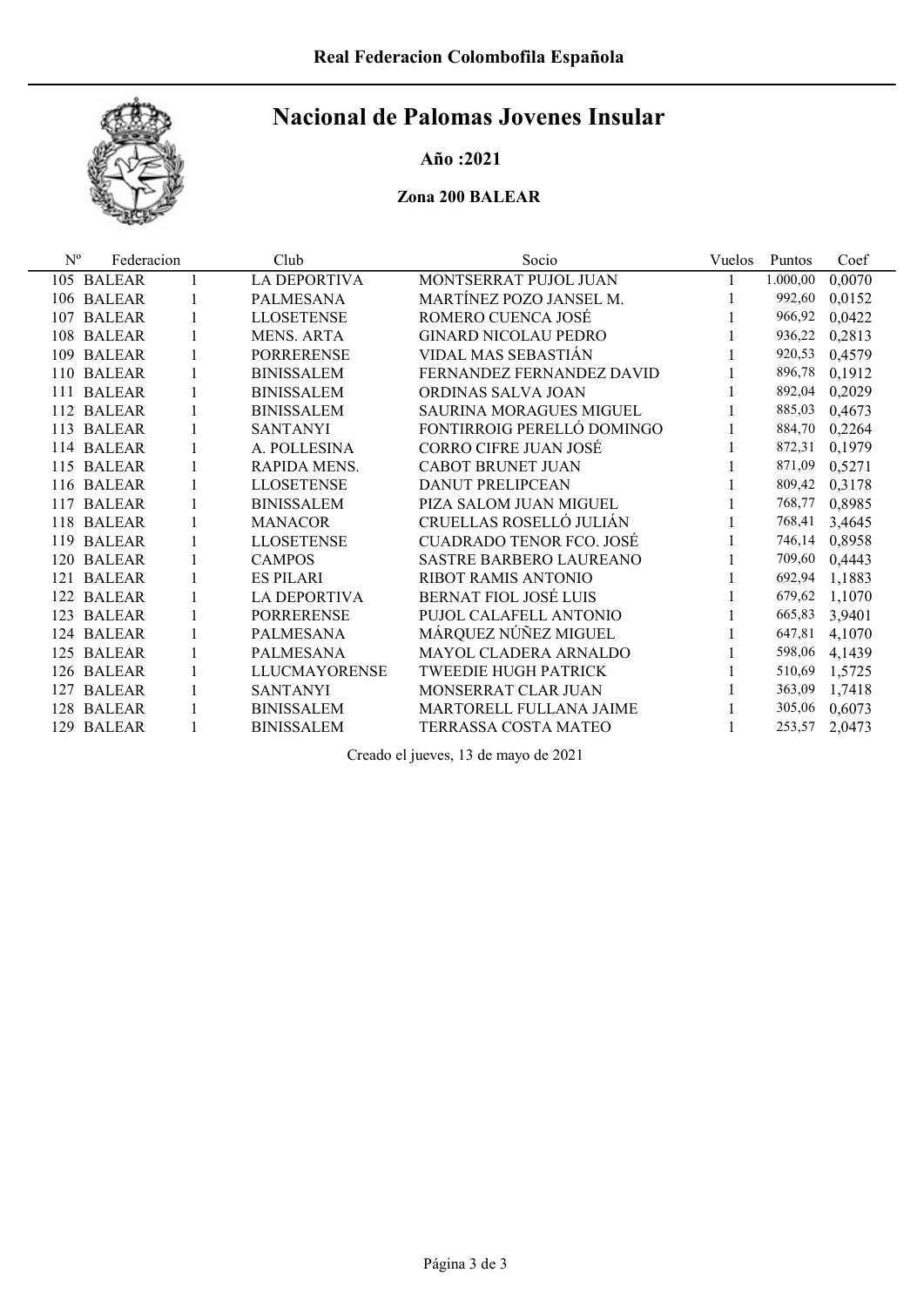# Nacional de Palomas Jovenes Insular

**Año :2021**

**Zona 200 BALEAR**

| Nº | Federacion | | Club | Socio | Vuelos | Puntos | Coef |
|---|---|---|---|---|---|---|---|
| 105 | BALEAR | 1 | LA DEPORTIVA | MONTSERRAT PUJOL JUAN | 1 | 1.000,00 | 0,0070 |
| 106 | BALEAR | 1 | PALMESANA | MARTÍNEZ POZO JANSEL M. | 1 | 992,60 | 0,0152 |
| 107 | BALEAR | 1 | LLOSETENSE | ROMERO CUENCA JOSÉ | 1 | 966,92 | 0,0422 |
| 108 | BALEAR | 1 | MENS. ARTA | GINARD NICOLAU PEDRO | 1 | 936,22 | 0,2813 |
| 109 | BALEAR | 1 | PORRERENSE | VIDAL MAS SEBASTIÁN | 1 | 920,53 | 0,4579 |
| 110 | BALEAR | 1 | BINISSALEM | FERNANDEZ FERNANDEZ DAVID | 1 | 896,78 | 0,1912 |
| 111 | BALEAR | 1 | BINISSALEM | ORDINAS SALVA JOAN | 1 | 892,04 | 0,2029 |
| 112 | BALEAR | 1 | BINISSALEM | SAURINA MORAGUES MIGUEL | 1 | 885,03 | 0,4673 |
| 113 | BALEAR | 1 | SANTANYI | FONTIRROIG PERELLÓ DOMINGO | 1 | 884,70 | 0,2264 |
| 114 | BALEAR | 1 | A. POLLESINA | CORRO CIFRE JUAN JOSÉ | 1 | 872,31 | 0,1979 |
| 115 | BALEAR | 1 | RAPIDA MENS. | CABOT BRUNET JUAN | 1 | 871,09 | 0,5271 |
| 116 | BALEAR | 1 | LLOSETENSE | DANUT PRELIPCEAN | 1 | 809,42 | 0,3178 |
| 117 | BALEAR | 1 | BINISSALEM | PIZA SALOM JUAN MIGUEL | 1 | 768,77 | 0,8985 |
| 118 | BALEAR | 1 | MANACOR | CRUELLAS ROSELLÓ JULIÁN | 1 | 768,41 | 3,4645 |
| 119 | BALEAR | 1 | LLOSETENSE | CUADRADO TENOR FCO. JOSÉ | 1 | 746,14 | 0,8958 |
| 120 | BALEAR | 1 | CAMPOS | SASTRE BARBERO LAUREANO | 1 | 709,60 | 0,4443 |
| 121 | BALEAR | 1 | ES PILARI | RIBOT RAMIS ANTONIO | 1 | 692,94 | 1,1883 |
| 122 | BALEAR | 1 | LA DEPORTIVA | BERNAT FIOL JOSÉ LUIS | 1 | 679,62 | 1,1070 |
| 123 | BALEAR | 1 | PORRERENSE | PUJOL CALAFELL ANTONIO | 1 | 665,83 | 3,9401 |
| 124 | BALEAR | 1 | PALMESANA | MÁRQUEZ NÚÑEZ MIGUEL | 1 | 647,81 | 4,1070 |
| 125 | BALEAR | 1 | PALMESANA | MAYOL CLADERA ARNALDO | 1 | 598,06 | 4,1439 |
| 126 | BALEAR | 1 | LLUCMAYORENSE | TWEEDIE HUGH PATRICK | 1 | 510,69 | 1,5725 |
| 127 | BALEAR | 1 | SANTANYI | MONSERRAT CLAR JUAN | 1 | 363,09 | 1,7418 |
| 128 | BALEAR | 1 | BINISSALEM | MARTORELL FULLANA JAIME | 1 | 305,06 | 0,6073 |
| 129 | BALEAR | 1 | BINISSALEM | TERRASSA COSTA MATEO | 1 | 253,57 | 2,0473 |

Creado el jueves, 13 de mayo de 2021